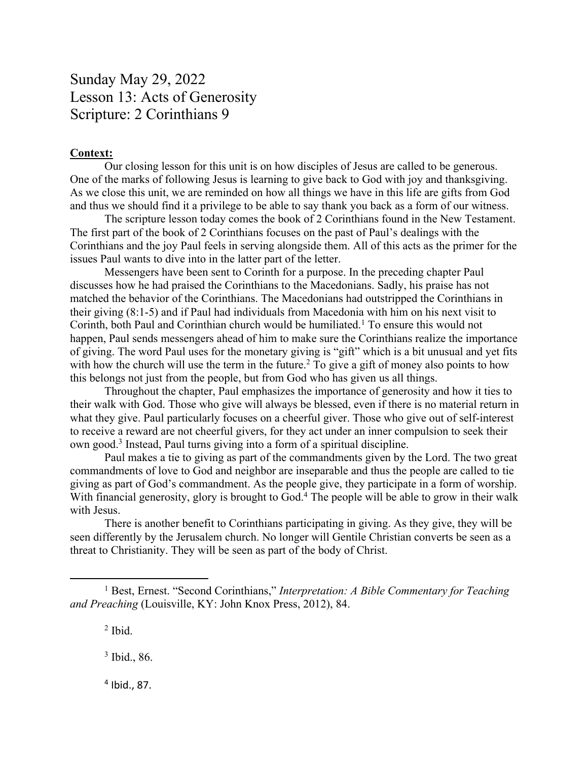# Sunday May 29, 2022
# Lesson 13: Acts of Generosity
# Scripture: 2 Corinthians 9

**Context:**

Our closing lesson for this unit is on how disciples of Jesus are called to be generous. One of the marks of following Jesus is learning to give back to God with joy and thanksgiving. As we close this unit, we are reminded on how all things we have in this life are gifts from God and thus we should find it a privilege to be able to say thank you back as a form of our witness.

The scripture lesson today comes the book of 2 Corinthians found in the New Testament. The first part of the book of 2 Corinthians focuses on the past of Paul's dealings with the Corinthians and the joy Paul feels in serving alongside them. All of this acts as the primer for the issues Paul wants to dive into in the latter part of the letter.

Messengers have been sent to Corinth for a purpose. In the preceding chapter Paul discusses how he had praised the Corinthians to the Macedonians. Sadly, his praise has not matched the behavior of the Corinthians. The Macedonians had outstripped the Corinthians in their giving (8:1-5) and if Paul had individuals from Macedonia with him on his next visit to Corinth, both Paul and Corinthian church would be humiliated.[1] To ensure this would not happen, Paul sends messengers ahead of him to make sure the Corinthians realize the importance of giving. The word Paul uses for the monetary giving is "gift" which is a bit unusual and yet fits with how the church will use the term in the future.[2] To give a gift of money also points to how this belongs not just from the people, but from God who has given us all things.

Throughout the chapter, Paul emphasizes the importance of generosity and how it ties to their walk with God. Those who give will always be blessed, even if there is no material return in what they give. Paul particularly focuses on a cheerful giver. Those who give out of self-interest to receive a reward are not cheerful givers, for they act under an inner compulsion to seek their own good.[3] Instead, Paul turns giving into a form of a spiritual discipline.

Paul makes a tie to giving as part of the commandments given by the Lord. The two great commandments of love to God and neighbor are inseparable and thus the people are called to tie giving as part of God's commandment. As the people give, they participate in a form of worship. With financial generosity, glory is brought to God.[4] The people will be able to grow in their walk with Jesus.

There is another benefit to Corinthians participating in giving. As they give, they will be seen differently by the Jerusalem church. No longer will Gentile Christian converts be seen as a threat to Christianity. They will be seen as part of the body of Christ.

---

[1] Best, Ernest. "Second Corinthians," *Interpretation: A Bible Commentary for Teaching and Preaching* (Louisville, KY: John Knox Press, 2012), 84.

[2] Ibid.

[3] Ibid., 86.

[4] Ibid., 87.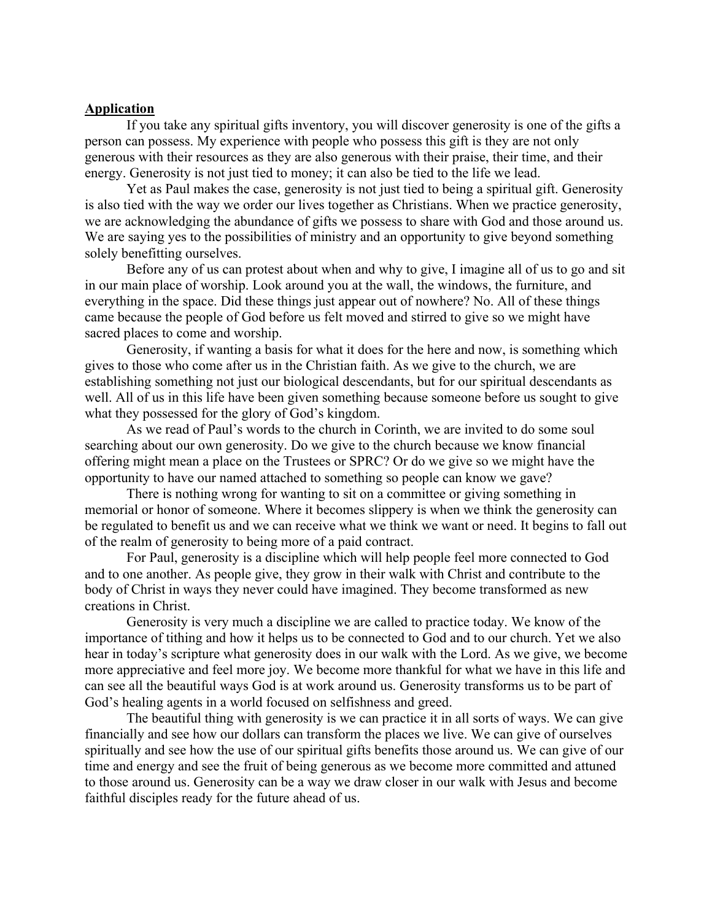**Application**

If you take any spiritual gifts inventory, you will discover generosity is one of the gifts a person can possess. My experience with people who possess this gift is they are not only generous with their resources as they are also generous with their praise, their time, and their energy. Generosity is not just tied to money; it can also be tied to the life we lead.

Yet as Paul makes the case, generosity is not just tied to being a spiritual gift. Generosity is also tied with the way we order our lives together as Christians. When we practice generosity, we are acknowledging the abundance of gifts we possess to share with God and those around us. We are saying yes to the possibilities of ministry and an opportunity to give beyond something solely benefitting ourselves.

Before any of us can protest about when and why to give, I imagine all of us to go and sit in our main place of worship. Look around you at the wall, the windows, the furniture, and everything in the space. Did these things just appear out of nowhere? No. All of these things came because the people of God before us felt moved and stirred to give so we might have sacred places to come and worship.

Generosity, if wanting a basis for what it does for the here and now, is something which gives to those who come after us in the Christian faith. As we give to the church, we are establishing something not just our biological descendants, but for our spiritual descendants as well. All of us in this life have been given something because someone before us sought to give what they possessed for the glory of God's kingdom.

As we read of Paul's words to the church in Corinth, we are invited to do some soul searching about our own generosity. Do we give to the church because we know financial offering might mean a place on the Trustees or SPRC? Or do we give so we might have the opportunity to have our named attached to something so people can know we gave?

There is nothing wrong for wanting to sit on a committee or giving something in memorial or honor of someone. Where it becomes slippery is when we think the generosity can be regulated to benefit us and we can receive what we think we want or need. It begins to fall out of the realm of generosity to being more of a paid contract.

For Paul, generosity is a discipline which will help people feel more connected to God and to one another. As people give, they grow in their walk with Christ and contribute to the body of Christ in ways they never could have imagined. They become transformed as new creations in Christ.

Generosity is very much a discipline we are called to practice today. We know of the importance of tithing and how it helps us to be connected to God and to our church. Yet we also hear in today's scripture what generosity does in our walk with the Lord. As we give, we become more appreciative and feel more joy. We become more thankful for what we have in this life and can see all the beautiful ways God is at work around us. Generosity transforms us to be part of God's healing agents in a world focused on selfishness and greed.

The beautiful thing with generosity is we can practice it in all sorts of ways. We can give financially and see how our dollars can transform the places we live. We can give of ourselves spiritually and see how the use of our spiritual gifts benefits those around us. We can give of our time and energy and see the fruit of being generous as we become more committed and attuned to those around us. Generosity can be a way we draw closer in our walk with Jesus and become faithful disciples ready for the future ahead of us.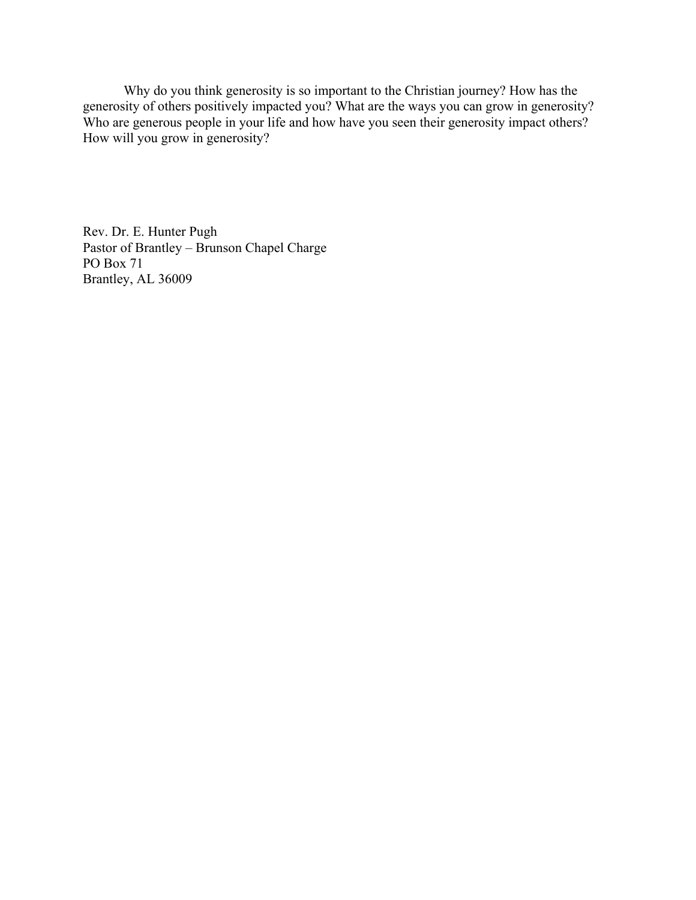Why do you think generosity is so important to the Christian journey? How has the generosity of others positively impacted you? What are the ways you can grow in generosity? Who are generous people in your life and how have you seen their generosity impact others? How will you grow in generosity?

Rev. Dr. E. Hunter Pugh  
Pastor of Brantley – Brunson Chapel Charge  
PO Box 71  
Brantley, AL 36009